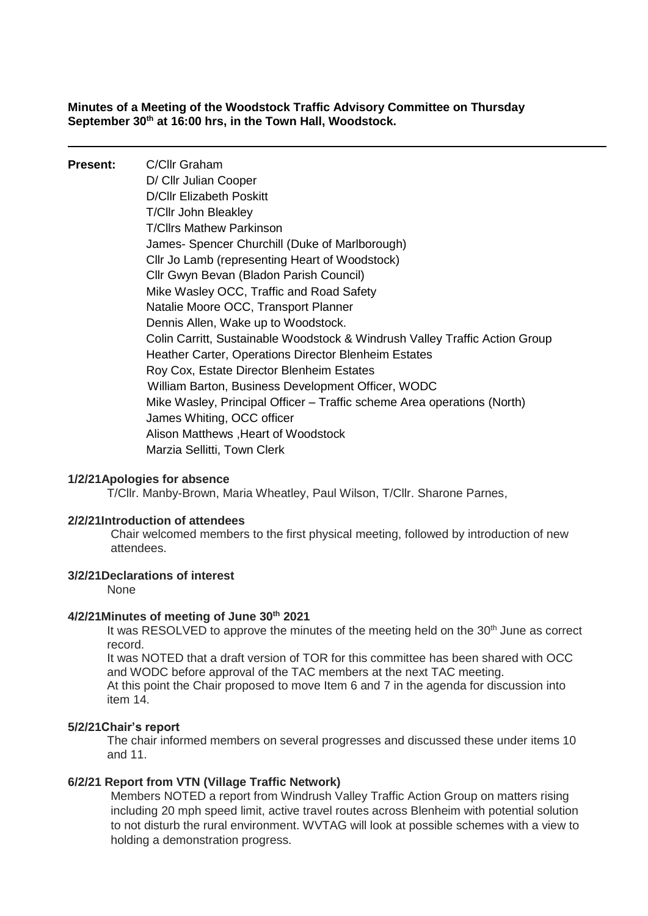**Minutes of a Meeting of the Woodstock Traffic Advisory Committee on Thursday September 30th at 16:00 hrs, in the Town Hall, Woodstock.**

---

**Present:** C/Cllr Graham
D/ Cllr Julian Cooper
D/Cllr Elizabeth Poskitt
T/Cllr John Bleakley
T/Cllrs Mathew Parkinson
James- Spencer Churchill (Duke of Marlborough)
Cllr Jo Lamb (representing Heart of Woodstock)
Cllr Gwyn Bevan (Bladon Parish Council)
Mike Wasley OCC, Traffic and Road Safety
Natalie Moore OCC, Transport Planner
Dennis Allen, Wake up to Woodstock.
Colin Carritt, Sustainable Woodstock & Windrush Valley Traffic Action Group
Heather Carter, Operations Director Blenheim Estates
Roy Cox, Estate Director Blenheim Estates
William Barton, Business Development Officer, WODC
Mike Wasley, Principal Officer – Traffic scheme Area operations (North)
James Whiting, OCC officer
Alison Matthews ,Heart of Woodstock
Marzia Sellitti, Town Clerk

**1/2/21 Apologies for absence**

T/Cllr. Manby-Brown, Maria Wheatley, Paul Wilson, T/Cllr. Sharone Parnes,

**2/2/21 Introduction of attendees**

Chair welcomed members to the first physical meeting, followed by introduction of new attendees.

**3/2/21 Declarations of interest**

None

**4/2/21 Minutes of meeting of June 30th 2021**

It was RESOLVED to approve the minutes of the meeting held on the 30th June as correct record.

It was NOTED that a draft version of TOR for this committee has been shared with OCC and WODC before approval of the TAC members at the next TAC meeting.

At this point the Chair proposed to move Item 6 and 7 in the agenda for discussion into item 14.

**5/2/21 Chair's report**

The chair informed members on several progresses and discussed these under items 10 and 11.

**6/2/21 Report from VTN (Village Traffic Network)**

Members NOTED a report from Windrush Valley Traffic Action Group on matters rising including 20 mph speed limit, active travel routes across Blenheim with potential solution to not disturb the rural environment. WVTAG will look at possible schemes with a view to holding a demonstration progress.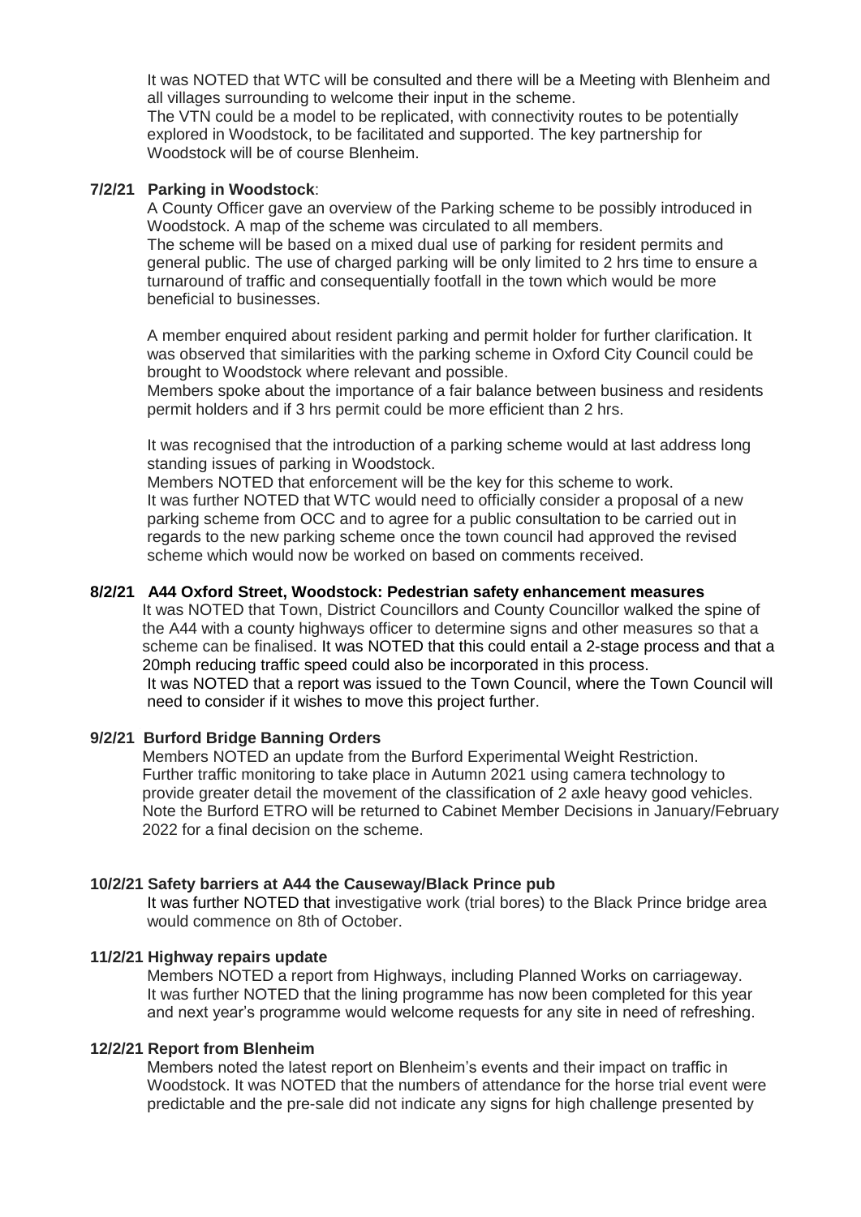It was NOTED that WTC will be consulted and there will be a Meeting with Blenheim and all villages surrounding to welcome their input in the scheme.
The VTN could be a model to be replicated, with connectivity routes to be potentially explored in Woodstock, to be facilitated and supported. The key partnership for Woodstock will be of course Blenheim.

**7/2/21 Parking in Woodstock**:

A County Officer gave an overview of the Parking scheme to be possibly introduced in Woodstock. A map of the scheme was circulated to all members.
The scheme will be based on a mixed dual use of parking for resident permits and general public. The use of charged parking will be only limited to 2 hrs time to ensure a turnaround of traffic and consequentially footfall in the town which would be more beneficial to businesses.

A member enquired about resident parking and permit holder for further clarification. It was observed that similarities with the parking scheme in Oxford City Council could be brought to Woodstock where relevant and possible.
Members spoke about the importance of a fair balance between business and residents permit holders and if 3 hrs permit could be more efficient than 2 hrs.

It was recognised that the introduction of a parking scheme would at last address long standing issues of parking in Woodstock.
Members NOTED that enforcement will be the key for this scheme to work.
It was further NOTED that WTC would need to officially consider a proposal of a new parking scheme from OCC and to agree for a public consultation to be carried out in regards to the new parking scheme once the town council had approved the revised scheme which would now be worked on based on comments received.

**8/2/21 A44 Oxford Street, Woodstock: Pedestrian safety enhancement measures**

It was NOTED that Town, District Councillors and County Councillor walked the spine of the A44 with a county highways officer to determine signs and other measures so that a scheme can be finalised. It was NOTED that this could entail a 2-stage process and that a 20mph reducing traffic speed could also be incorporated in this process.
It was NOTED that a report was issued to the Town Council, where the Town Council will need to consider if it wishes to move this project further.

**9/2/21 Burford Bridge Banning Orders**

Members NOTED an update from the Burford Experimental Weight Restriction.
Further traffic monitoring to take place in Autumn 2021 using camera technology to provide greater detail the movement of the classification of 2 axle heavy good vehicles.
Note the Burford ETRO will be returned to Cabinet Member Decisions in January/February 2022 for a final decision on the scheme.

**10/2/21 Safety barriers at A44 the Causeway/Black Prince pub**

It was further NOTED that investigative work (trial bores) to the Black Prince bridge area would commence on 8th of October.

**11/2/21 Highway repairs update**

Members NOTED a report from Highways, including Planned Works on carriageway.
It was further NOTED that the lining programme has now been completed for this year and next year's programme would welcome requests for any site in need of refreshing.

**12/2/21 Report from Blenheim**

Members noted the latest report on Blenheim's events and their impact on traffic in Woodstock. It was NOTED that the numbers of attendance for the horse trial event were predictable and the pre-sale did not indicate any signs for high challenge presented by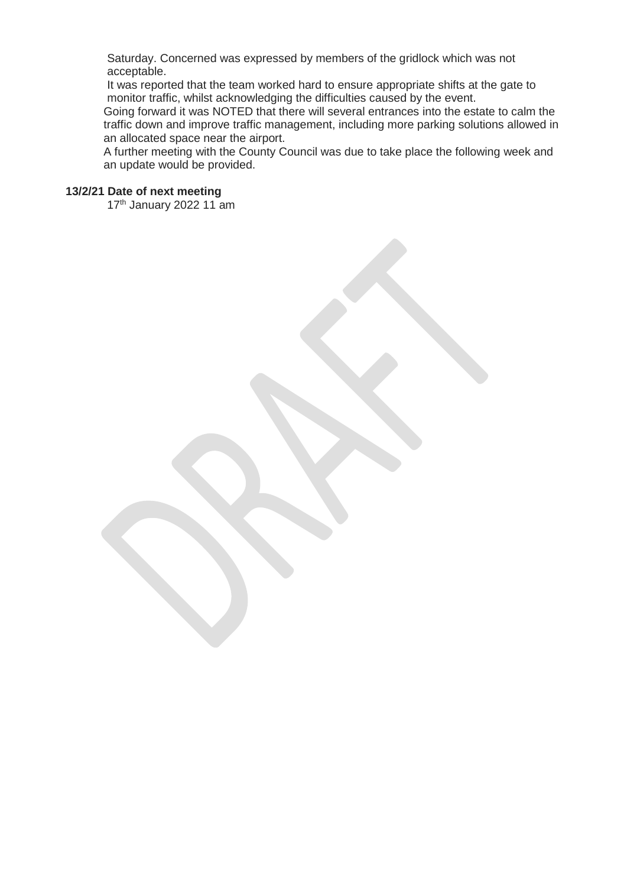Saturday. Concerned was expressed by members of the gridlock which was not acceptable.

It was reported that the team worked hard to ensure appropriate shifts at the gate to monitor traffic, whilst acknowledging the difficulties caused by the event.

Going forward it was NOTED that there will several entrances into the estate to calm the traffic down and improve traffic management, including more parking solutions allowed in an allocated space near the airport.

A further meeting with the County Council was due to take place the following week and an update would be provided.

**13/2/21 Date of next meeting**

17th January 2022 11 am